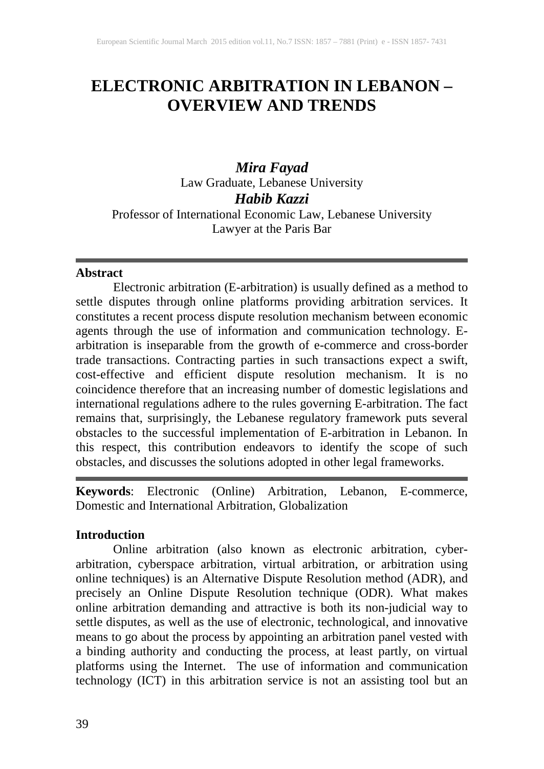# ELECTRONIC ARBITRATION IN LEBANON – OVERVIEW AND TRENDS

***Mira Fayad***
Law Graduate, Lebanese University

***Habib Kazzi***
Professor of International Economic Law, Lebanese University
Lawyer at the Paris Bar

---

**Abstract**

Electronic arbitration (E-arbitration) is usually defined as a method to settle disputes through online platforms providing arbitration services. It constitutes a recent process dispute resolution mechanism between economic agents through the use of information and communication technology. E-arbitration is inseparable from the growth of e-commerce and cross-border trade transactions. Contracting parties in such transactions expect a swift, cost-effective and efficient dispute resolution mechanism. It is no coincidence therefore that an increasing number of domestic legislations and international regulations adhere to the rules governing E-arbitration. The fact remains that, surprisingly, the Lebanese regulatory framework puts several obstacles to the successful implementation of E-arbitration in Lebanon. In this respect, this contribution endeavors to identify the scope of such obstacles, and discusses the solutions adopted in other legal frameworks.

---

**Keywords**: Electronic (Online) Arbitration, Lebanon, E-commerce, Domestic and International Arbitration, Globalization

**Introduction**

Online arbitration (also known as electronic arbitration, cyber-arbitration, cyberspace arbitration, virtual arbitration, or arbitration using online techniques) is an Alternative Dispute Resolution method (ADR), and precisely an Online Dispute Resolution technique (ODR). What makes online arbitration demanding and attractive is both its non-judicial way to settle disputes, as well as the use of electronic, technological, and innovative means to go about the process by appointing an arbitration panel vested with a binding authority and conducting the process, at least partly, on virtual platforms using the Internet. The use of information and communication technology (ICT) in this arbitration service is not an assisting tool but an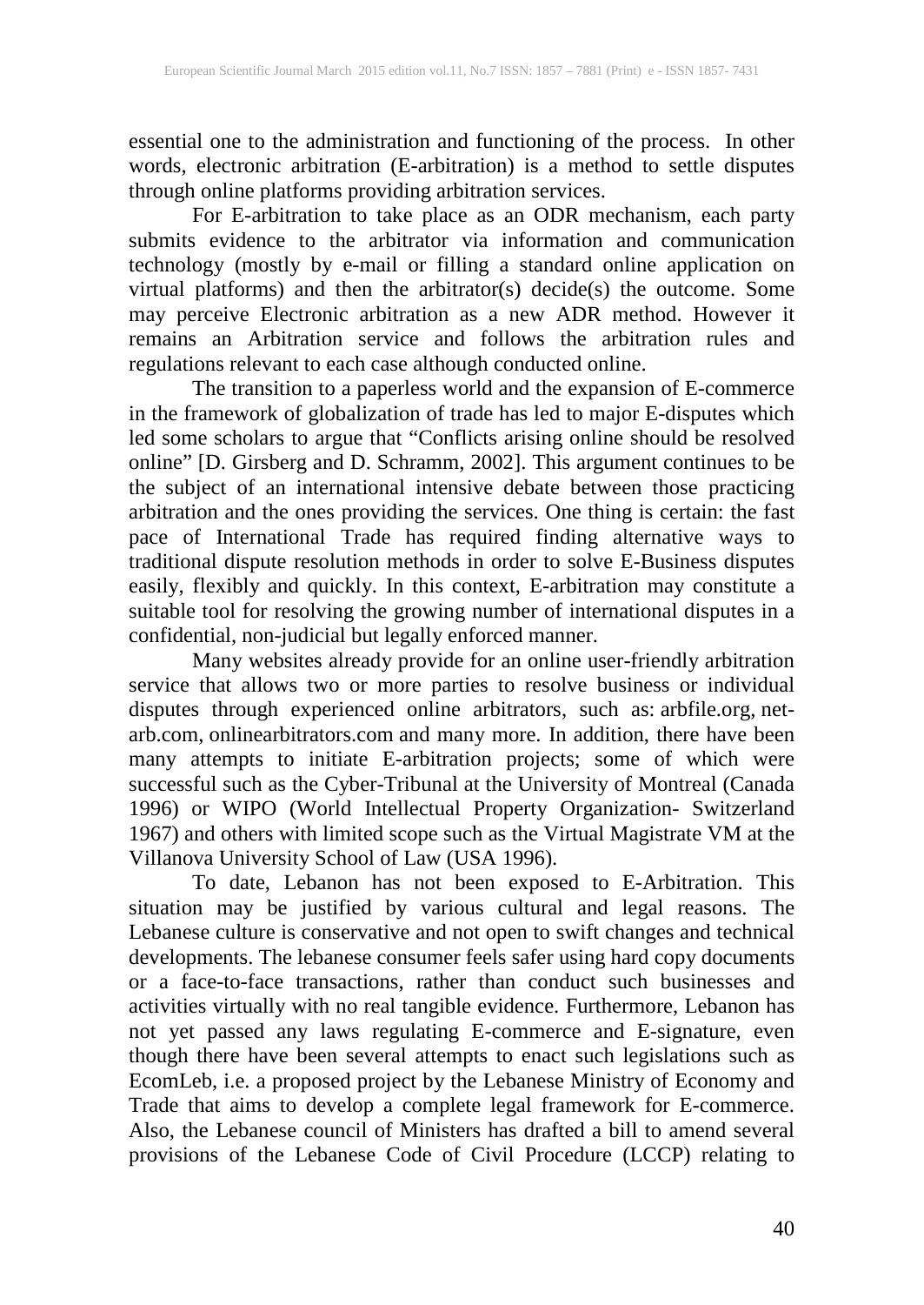essential one to the administration and functioning of the process. In other words, electronic arbitration (E-arbitration) is a method to settle disputes through online platforms providing arbitration services.

For E-arbitration to take place as an ODR mechanism, each party submits evidence to the arbitrator via information and communication technology (mostly by e-mail or filling a standard online application on virtual platforms) and then the arbitrator(s) decide(s) the outcome. Some may perceive Electronic arbitration as a new ADR method. However it remains an Arbitration service and follows the arbitration rules and regulations relevant to each case although conducted online.

The transition to a paperless world and the expansion of E-commerce in the framework of globalization of trade has led to major E-disputes which led some scholars to argue that "Conflicts arising online should be resolved online" [D. Girsberg and D. Schramm, 2002]. This argument continues to be the subject of an international intensive debate between those practicing arbitration and the ones providing the services. One thing is certain: the fast pace of International Trade has required finding alternative ways to traditional dispute resolution methods in order to solve E-Business disputes easily, flexibly and quickly. In this context, E-arbitration may constitute a suitable tool for resolving the growing number of international disputes in a confidential, non-judicial but legally enforced manner.

Many websites already provide for an online user-friendly arbitration service that allows two or more parties to resolve business or individual disputes through experienced online arbitrators, such as: arbfile.org, net-arb.com, onlinearbitrators.com and many more. In addition, there have been many attempts to initiate E-arbitration projects; some of which were successful such as the Cyber-Tribunal at the University of Montreal (Canada 1996) or WIPO (World Intellectual Property Organization- Switzerland 1967) and others with limited scope such as the Virtual Magistrate VM at the Villanova University School of Law (USA 1996).

To date, Lebanon has not been exposed to E-Arbitration. This situation may be justified by various cultural and legal reasons. The Lebanese culture is conservative and not open to swift changes and technical developments. The lebanese consumer feels safer using hard copy documents or a face-to-face transactions, rather than conduct such businesses and activities virtually with no real tangible evidence. Furthermore, Lebanon has not yet passed any laws regulating E-commerce and E-signature, even though there have been several attempts to enact such legislations such as EcomLeb, i.e. a proposed project by the Lebanese Ministry of Economy and Trade that aims to develop a complete legal framework for E-commerce. Also, the Lebanese council of Ministers has drafted a bill to amend several provisions of the Lebanese Code of Civil Procedure (LCCP) relating to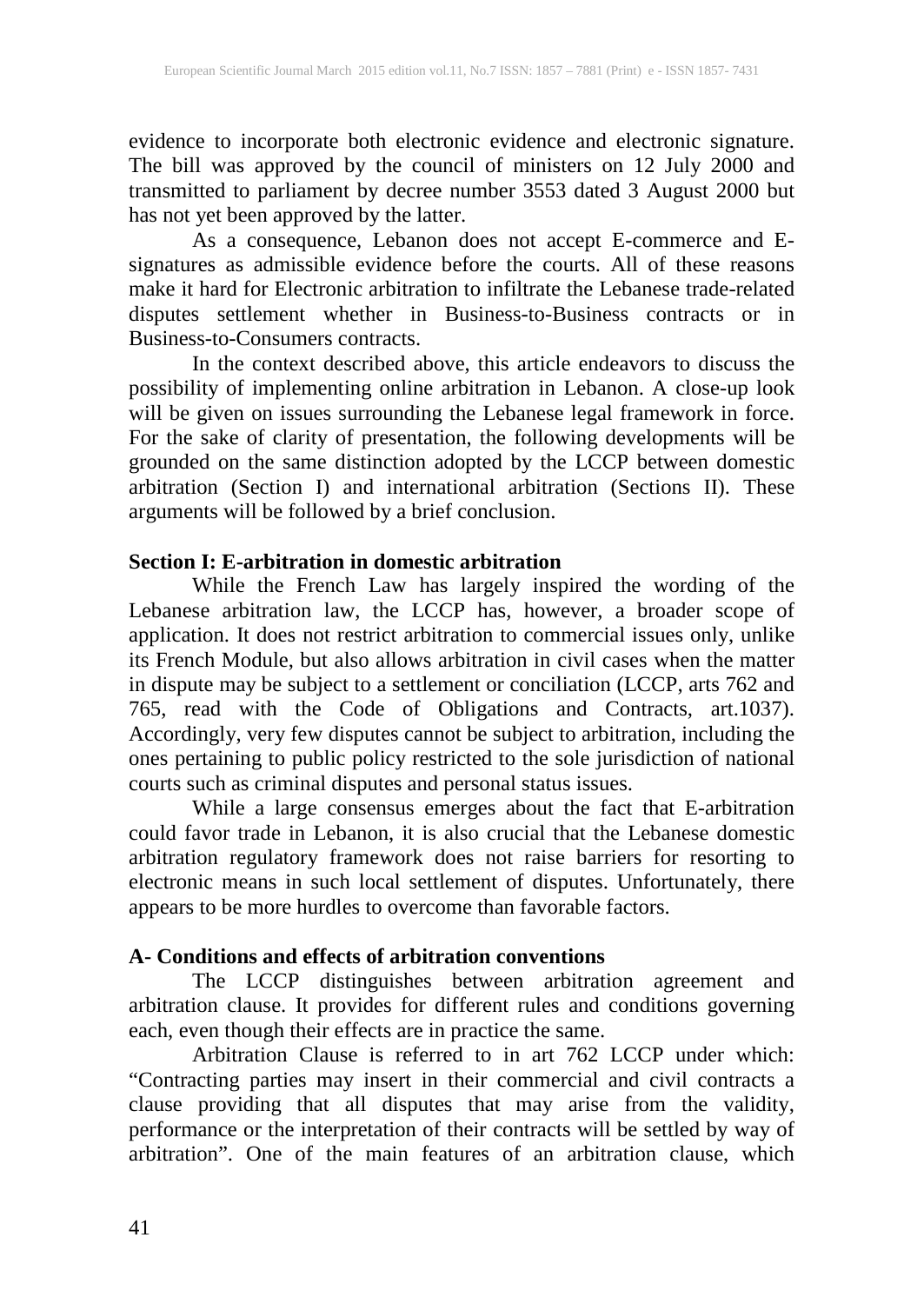evidence to incorporate both electronic evidence and electronic signature. The bill was approved by the council of ministers on 12 July 2000 and transmitted to parliament by decree number 3553 dated 3 August 2000 but has not yet been approved by the latter.

As a consequence, Lebanon does not accept E-commerce and E-signatures as admissible evidence before the courts. All of these reasons make it hard for Electronic arbitration to infiltrate the Lebanese trade-related disputes settlement whether in Business-to-Business contracts or in Business-to-Consumers contracts.

In the context described above, this article endeavors to discuss the possibility of implementing online arbitration in Lebanon. A close-up look will be given on issues surrounding the Lebanese legal framework in force. For the sake of clarity of presentation, the following developments will be grounded on the same distinction adopted by the LCCP between domestic arbitration (Section I) and international arbitration (Sections II). These arguments will be followed by a brief conclusion.

## Section I: E-arbitration in domestic arbitration

While the French Law has largely inspired the wording of the Lebanese arbitration law, the LCCP has, however, a broader scope of application. It does not restrict arbitration to commercial issues only, unlike its French Module, but also allows arbitration in civil cases when the matter in dispute may be subject to a settlement or conciliation (LCCP, arts 762 and 765, read with the Code of Obligations and Contracts, art.1037). Accordingly, very few disputes cannot be subject to arbitration, including the ones pertaining to public policy restricted to the sole jurisdiction of national courts such as criminal disputes and personal status issues.

While a large consensus emerges about the fact that E-arbitration could favor trade in Lebanon, it is also crucial that the Lebanese domestic arbitration regulatory framework does not raise barriers for resorting to electronic means in such local settlement of disputes. Unfortunately, there appears to be more hurdles to overcome than favorable factors.

### A- Conditions and effects of arbitration conventions

The LCCP distinguishes between arbitration agreement and arbitration clause. It provides for different rules and conditions governing each, even though their effects are in practice the same.

Arbitration Clause is referred to in art 762 LCCP under which: "Contracting parties may insert in their commercial and civil contracts a clause providing that all disputes that may arise from the validity, performance or the interpretation of their contracts will be settled by way of arbitration". One of the main features of an arbitration clause, which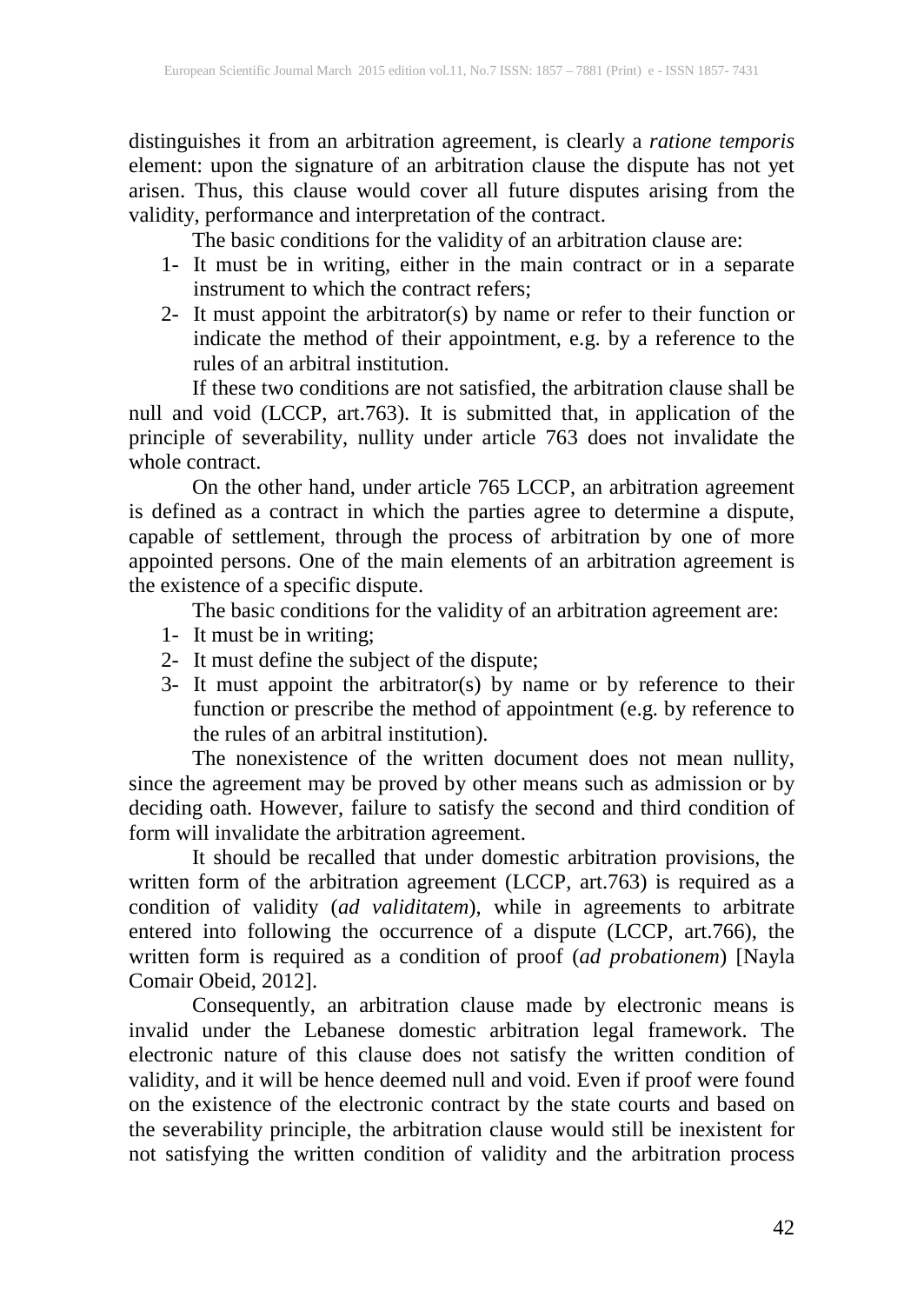distinguishes it from an arbitration agreement, is clearly a *ratione temporis* element: upon the signature of an arbitration clause the dispute has not yet arisen. Thus, this clause would cover all future disputes arising from the validity, performance and interpretation of the contract.

The basic conditions for the validity of an arbitration clause are:

1- It must be in writing, either in the main contract or in a separate instrument to which the contract refers;
2- It must appoint the arbitrator(s) by name or refer to their function or indicate the method of their appointment, e.g. by a reference to the rules of an arbitral institution.

If these two conditions are not satisfied, the arbitration clause shall be null and void (LCCP, art.763). It is submitted that, in application of the principle of severability, nullity under article 763 does not invalidate the whole contract.

On the other hand, under article 765 LCCP, an arbitration agreement is defined as a contract in which the parties agree to determine a dispute, capable of settlement, through the process of arbitration by one of more appointed persons. One of the main elements of an arbitration agreement is the existence of a specific dispute.

The basic conditions for the validity of an arbitration agreement are:

1- It must be in writing;
2- It must define the subject of the dispute;
3- It must appoint the arbitrator(s) by name or by reference to their function or prescribe the method of appointment (e.g. by reference to the rules of an arbitral institution).

The nonexistence of the written document does not mean nullity, since the agreement may be proved by other means such as admission or by deciding oath. However, failure to satisfy the second and third condition of form will invalidate the arbitration agreement.

It should be recalled that under domestic arbitration provisions, the written form of the arbitration agreement (LCCP, art.763) is required as a condition of validity (*ad validitatem*), while in agreements to arbitrate entered into following the occurrence of a dispute (LCCP, art.766), the written form is required as a condition of proof (*ad probationem*) [Nayla Comair Obeid, 2012].

Consequently, an arbitration clause made by electronic means is invalid under the Lebanese domestic arbitration legal framework. The electronic nature of this clause does not satisfy the written condition of validity, and it will be hence deemed null and void. Even if proof were found on the existence of the electronic contract by the state courts and based on the severability principle, the arbitration clause would still be inexistent for not satisfying the written condition of validity and the arbitration process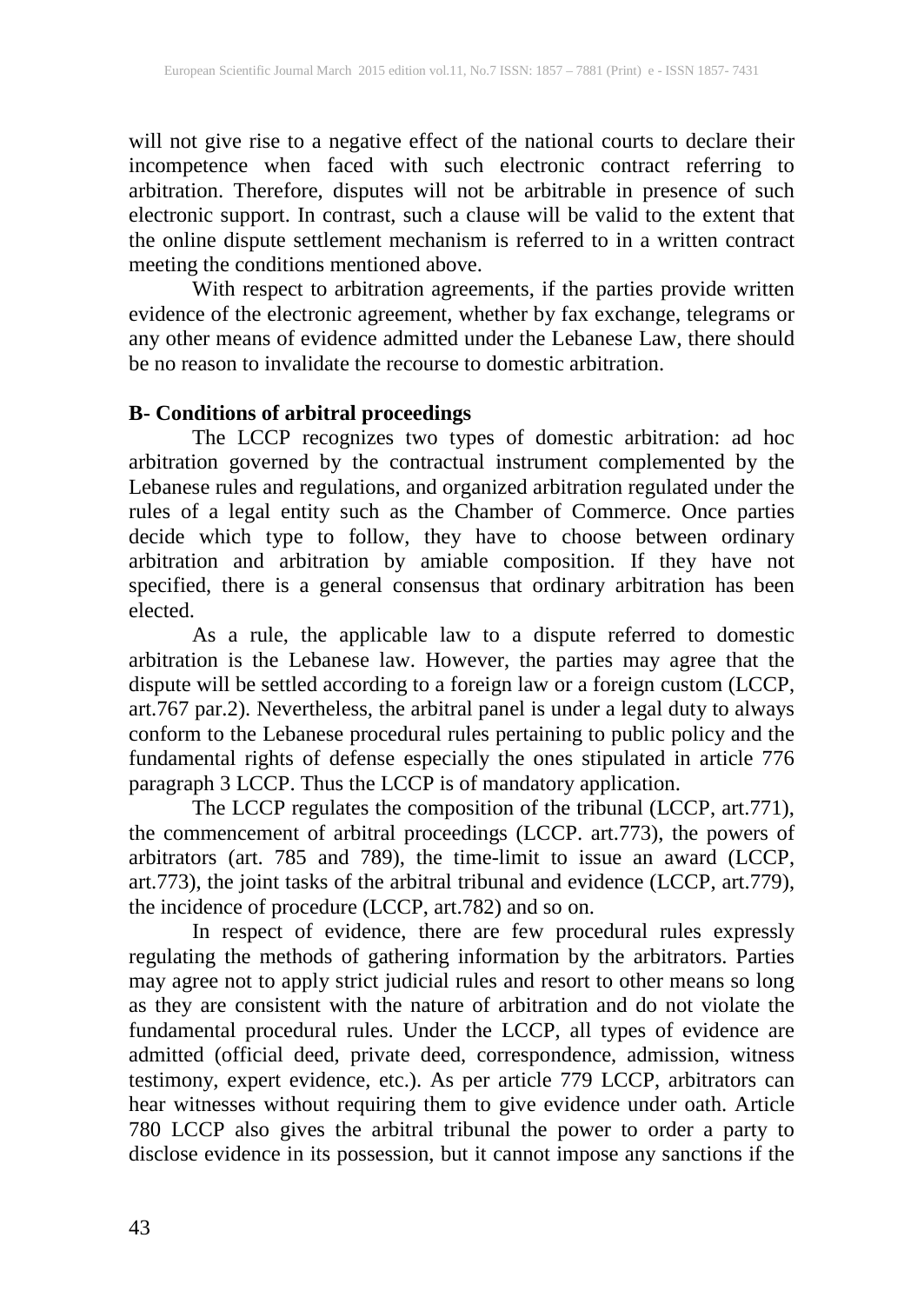will not give rise to a negative effect of the national courts to declare their incompetence when faced with such electronic contract referring to arbitration. Therefore, disputes will not be arbitrable in presence of such electronic support. In contrast, such a clause will be valid to the extent that the online dispute settlement mechanism is referred to in a written contract meeting the conditions mentioned above.

With respect to arbitration agreements, if the parties provide written evidence of the electronic agreement, whether by fax exchange, telegrams or any other means of evidence admitted under the Lebanese Law, there should be no reason to invalidate the recourse to domestic arbitration.

### B- Conditions of arbitral proceedings

The LCCP recognizes two types of domestic arbitration: ad hoc arbitration governed by the contractual instrument complemented by the Lebanese rules and regulations, and organized arbitration regulated under the rules of a legal entity such as the Chamber of Commerce. Once parties decide which type to follow, they have to choose between ordinary arbitration and arbitration by amiable composition. If they have not specified, there is a general consensus that ordinary arbitration has been elected.

As a rule, the applicable law to a dispute referred to domestic arbitration is the Lebanese law. However, the parties may agree that the dispute will be settled according to a foreign law or a foreign custom (LCCP, art.767 par.2). Nevertheless, the arbitral panel is under a legal duty to always conform to the Lebanese procedural rules pertaining to public policy and the fundamental rights of defense especially the ones stipulated in article 776 paragraph 3 LCCP. Thus the LCCP is of mandatory application.

The LCCP regulates the composition of the tribunal (LCCP, art.771), the commencement of arbitral proceedings (LCCP. art.773), the powers of arbitrators (art. 785 and 789), the time-limit to issue an award (LCCP, art.773), the joint tasks of the arbitral tribunal and evidence (LCCP, art.779), the incidence of procedure (LCCP, art.782) and so on.

In respect of evidence, there are few procedural rules expressly regulating the methods of gathering information by the arbitrators. Parties may agree not to apply strict judicial rules and resort to other means so long as they are consistent with the nature of arbitration and do not violate the fundamental procedural rules. Under the LCCP, all types of evidence are admitted (official deed, private deed, correspondence, admission, witness testimony, expert evidence, etc.). As per article 779 LCCP, arbitrators can hear witnesses without requiring them to give evidence under oath. Article 780 LCCP also gives the arbitral tribunal the power to order a party to disclose evidence in its possession, but it cannot impose any sanctions if the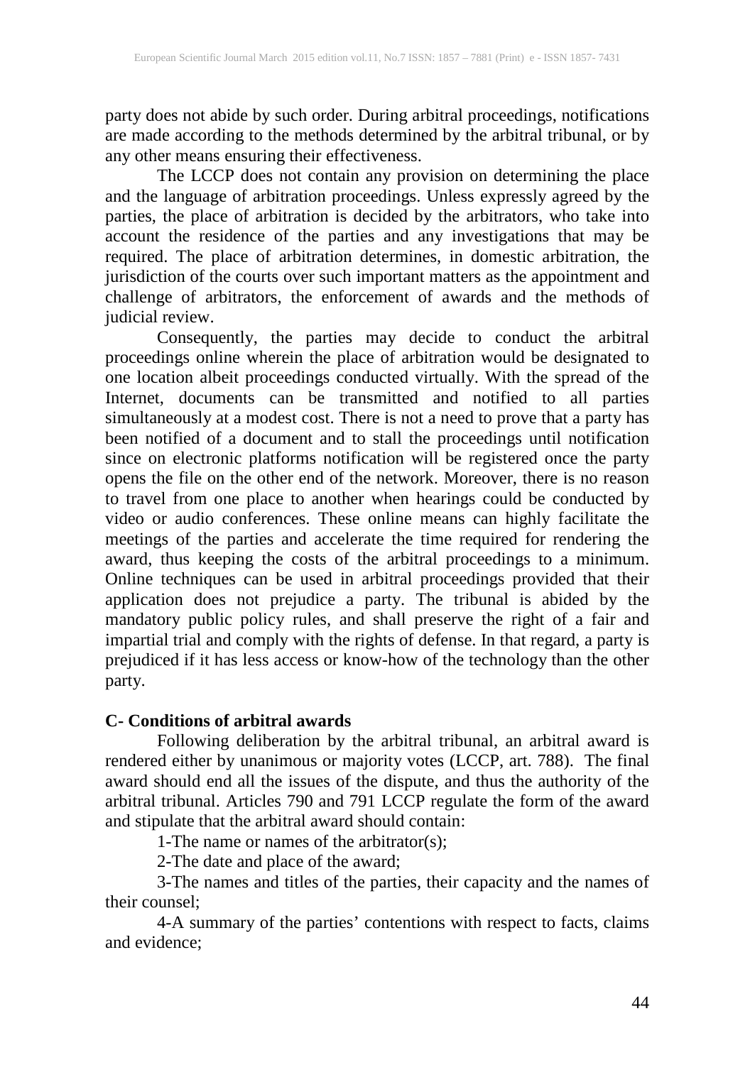party does not abide by such order. During arbitral proceedings, notifications are made according to the methods determined by the arbitral tribunal, or by any other means ensuring their effectiveness.

The LCCP does not contain any provision on determining the place and the language of arbitration proceedings. Unless expressly agreed by the parties, the place of arbitration is decided by the arbitrators, who take into account the residence of the parties and any investigations that may be required. The place of arbitration determines, in domestic arbitration, the jurisdiction of the courts over such important matters as the appointment and challenge of arbitrators, the enforcement of awards and the methods of judicial review.

Consequently, the parties may decide to conduct the arbitral proceedings online wherein the place of arbitration would be designated to one location albeit proceedings conducted virtually. With the spread of the Internet, documents can be transmitted and notified to all parties simultaneously at a modest cost. There is not a need to prove that a party has been notified of a document and to stall the proceedings until notification since on electronic platforms notification will be registered once the party opens the file on the other end of the network. Moreover, there is no reason to travel from one place to another when hearings could be conducted by video or audio conferences. These online means can highly facilitate the meetings of the parties and accelerate the time required for rendering the award, thus keeping the costs of the arbitral proceedings to a minimum. Online techniques can be used in arbitral proceedings provided that their application does not prejudice a party. The tribunal is abided by the mandatory public policy rules, and shall preserve the right of a fair and impartial trial and comply with the rights of defense. In that regard, a party is prejudiced if it has less access or know-how of the technology than the other party.

**C- Conditions of arbitral awards**

Following deliberation by the arbitral tribunal, an arbitral award is rendered either by unanimous or majority votes (LCCP, art. 788). The final award should end all the issues of the dispute, and thus the authority of the arbitral tribunal. Articles 790 and 791 LCCP regulate the form of the award and stipulate that the arbitral award should contain:

1-The name or names of the arbitrator(s);

2-The date and place of the award;

3-The names and titles of the parties, their capacity and the names of their counsel;

4-A summary of the parties' contentions with respect to facts, claims and evidence;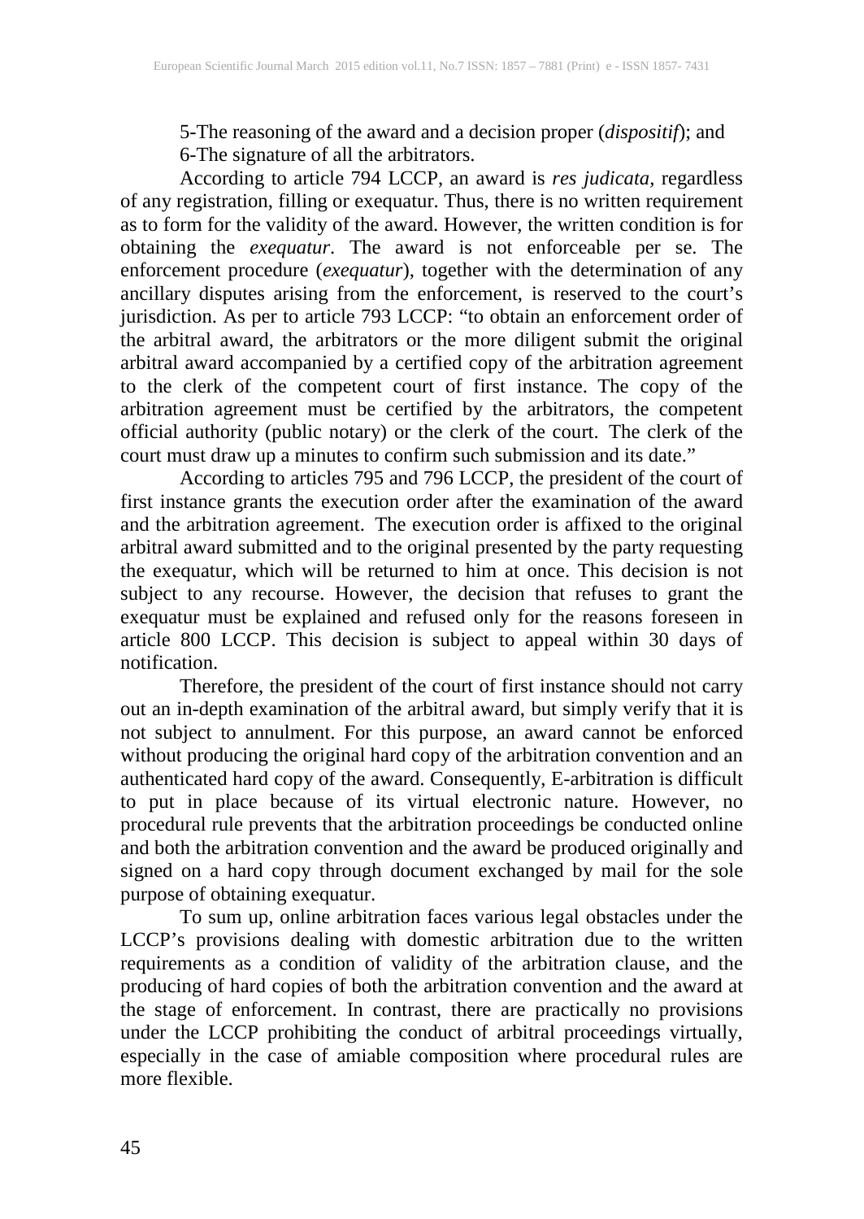5-The reasoning of the award and a decision proper (*dispositif*); and

6-The signature of all the arbitrators.

According to article 794 LCCP, an award is *res judicata*, regardless of any registration, filling or exequatur. Thus, there is no written requirement as to form for the validity of the award. However, the written condition is for obtaining the *exequatur*. The award is not enforceable per se. The enforcement procedure (*exequatur*), together with the determination of any ancillary disputes arising from the enforcement, is reserved to the court's jurisdiction. As per to article 793 LCCP: "to obtain an enforcement order of the arbitral award, the arbitrators or the more diligent submit the original arbitral award accompanied by a certified copy of the arbitration agreement to the clerk of the competent court of first instance. The copy of the arbitration agreement must be certified by the arbitrators, the competent official authority (public notary) or the clerk of the court. The clerk of the court must draw up a minutes to confirm such submission and its date."

According to articles 795 and 796 LCCP, the president of the court of first instance grants the execution order after the examination of the award and the arbitration agreement. The execution order is affixed to the original arbitral award submitted and to the original presented by the party requesting the exequatur, which will be returned to him at once. This decision is not subject to any recourse. However, the decision that refuses to grant the exequatur must be explained and refused only for the reasons foreseen in article 800 LCCP. This decision is subject to appeal within 30 days of notification.

Therefore, the president of the court of first instance should not carry out an in-depth examination of the arbitral award, but simply verify that it is not subject to annulment. For this purpose, an award cannot be enforced without producing the original hard copy of the arbitration convention and an authenticated hard copy of the award. Consequently, E-arbitration is difficult to put in place because of its virtual electronic nature. However, no procedural rule prevents that the arbitration proceedings be conducted online and both the arbitration convention and the award be produced originally and signed on a hard copy through document exchanged by mail for the sole purpose of obtaining exequatur.

To sum up, online arbitration faces various legal obstacles under the LCCP's provisions dealing with domestic arbitration due to the written requirements as a condition of validity of the arbitration clause, and the producing of hard copies of both the arbitration convention and the award at the stage of enforcement. In contrast, there are practically no provisions under the LCCP prohibiting the conduct of arbitral proceedings virtually, especially in the case of amiable composition where procedural rules are more flexible.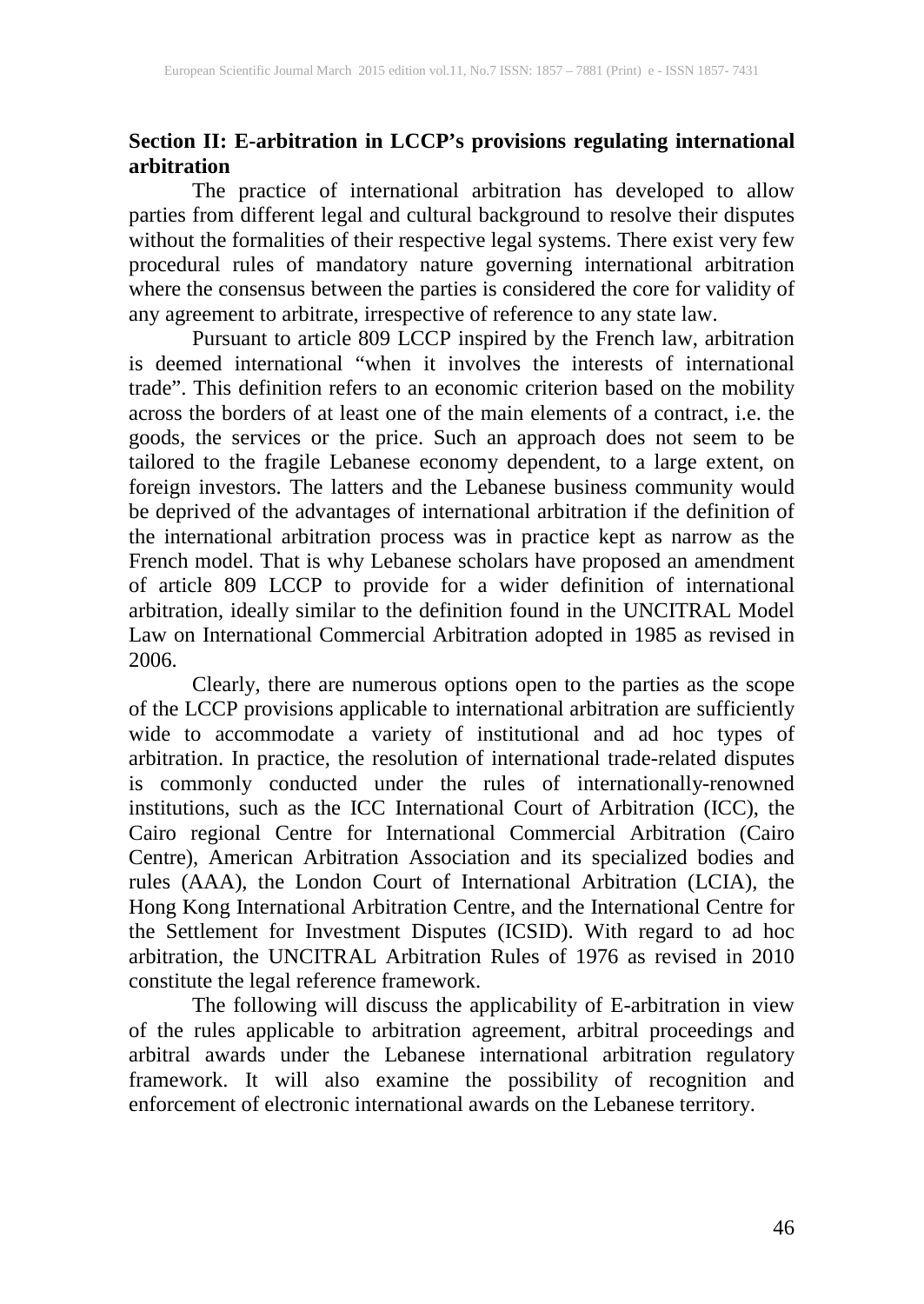## Section II: E-arbitration in LCCP's provisions regulating international arbitration

The practice of international arbitration has developed to allow parties from different legal and cultural background to resolve their disputes without the formalities of their respective legal systems. There exist very few procedural rules of mandatory nature governing international arbitration where the consensus between the parties is considered the core for validity of any agreement to arbitrate, irrespective of reference to any state law.

Pursuant to article 809 LCCP inspired by the French law, arbitration is deemed international "when it involves the interests of international trade". This definition refers to an economic criterion based on the mobility across the borders of at least one of the main elements of a contract, i.e. the goods, the services or the price. Such an approach does not seem to be tailored to the fragile Lebanese economy dependent, to a large extent, on foreign investors. The latters and the Lebanese business community would be deprived of the advantages of international arbitration if the definition of the international arbitration process was in practice kept as narrow as the French model. That is why Lebanese scholars have proposed an amendment of article 809 LCCP to provide for a wider definition of international arbitration, ideally similar to the definition found in the UNCITRAL Model Law on International Commercial Arbitration adopted in 1985 as revised in 2006.

Clearly, there are numerous options open to the parties as the scope of the LCCP provisions applicable to international arbitration are sufficiently wide to accommodate a variety of institutional and ad hoc types of arbitration. In practice, the resolution of international trade-related disputes is commonly conducted under the rules of internationally-renowned institutions, such as the ICC International Court of Arbitration (ICC), the Cairo regional Centre for International Commercial Arbitration (Cairo Centre), American Arbitration Association and its specialized bodies and rules (AAA), the London Court of International Arbitration (LCIA), the Hong Kong International Arbitration Centre, and the International Centre for the Settlement for Investment Disputes (ICSID). With regard to ad hoc arbitration, the UNCITRAL Arbitration Rules of 1976 as revised in 2010 constitute the legal reference framework.

The following will discuss the applicability of E-arbitration in view of the rules applicable to arbitration agreement, arbitral proceedings and arbitral awards under the Lebanese international arbitration regulatory framework. It will also examine the possibility of recognition and enforcement of electronic international awards on the Lebanese territory.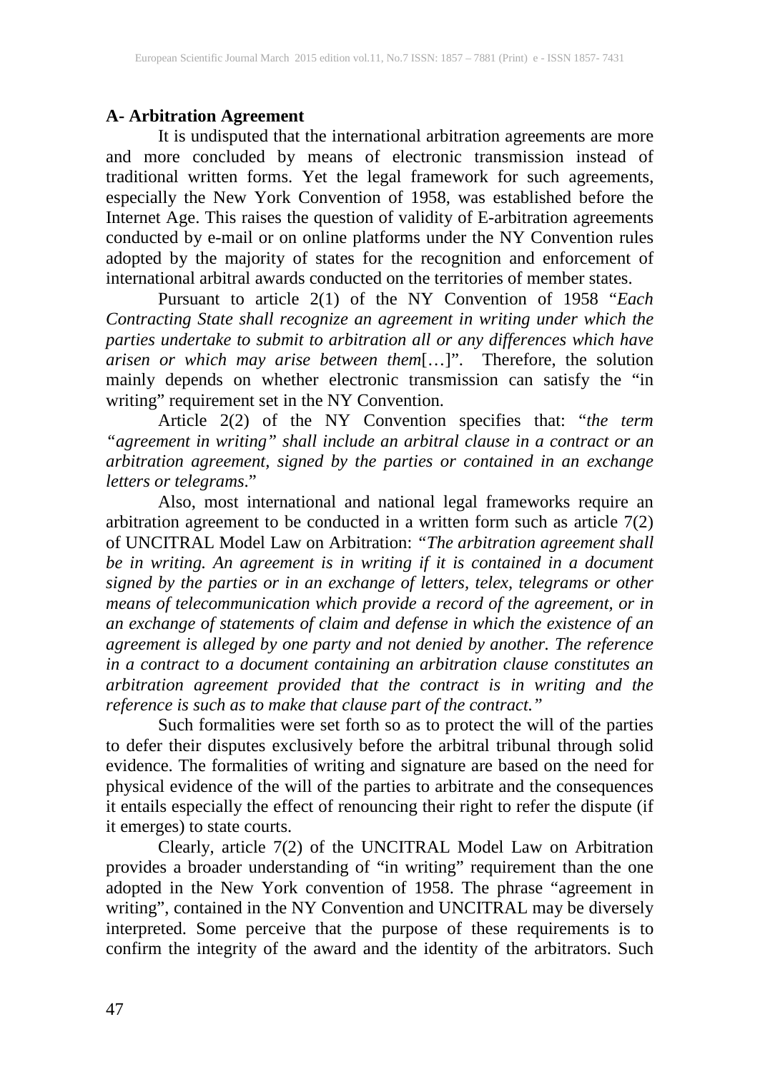### A- Arbitration Agreement

It is undisputed that the international arbitration agreements are more and more concluded by means of electronic transmission instead of traditional written forms. Yet the legal framework for such agreements, especially the New York Convention of 1958, was established before the Internet Age. This raises the question of validity of E-arbitration agreements conducted by e-mail or on online platforms under the NY Convention rules adopted by the majority of states for the recognition and enforcement of international arbitral awards conducted on the territories of member states.

Pursuant to article 2(1) of the NY Convention of 1958 "*Each Contracting State shall recognize an agreement in writing under which the parties undertake to submit to arbitration all or any differences which have arisen or which may arise between them*[…]". Therefore, the solution mainly depends on whether electronic transmission can satisfy the "in writing" requirement set in the NY Convention.

Article 2(2) of the NY Convention specifies that: "*the term "agreement in writing" shall include an arbitral clause in a contract or an arbitration agreement, signed by the parties or contained in an exchange letters or telegrams*."

Also, most international and national legal frameworks require an arbitration agreement to be conducted in a written form such as article 7(2) of UNCITRAL Model Law on Arbitration: *"The arbitration agreement shall be in writing. An agreement is in writing if it is contained in a document signed by the parties or in an exchange of letters, telex, telegrams or other means of telecommunication which provide a record of the agreement, or in an exchange of statements of claim and defense in which the existence of an agreement is alleged by one party and not denied by another. The reference in a contract to a document containing an arbitration clause constitutes an arbitration agreement provided that the contract is in writing and the reference is such as to make that clause part of the contract."*

Such formalities were set forth so as to protect the will of the parties to defer their disputes exclusively before the arbitral tribunal through solid evidence. The formalities of writing and signature are based on the need for physical evidence of the will of the parties to arbitrate and the consequences it entails especially the effect of renouncing their right to refer the dispute (if it emerges) to state courts.

Clearly, article 7(2) of the UNCITRAL Model Law on Arbitration provides a broader understanding of "in writing" requirement than the one adopted in the New York convention of 1958. The phrase "agreement in writing", contained in the NY Convention and UNCITRAL may be diversely interpreted. Some perceive that the purpose of these requirements is to confirm the integrity of the award and the identity of the arbitrators. Such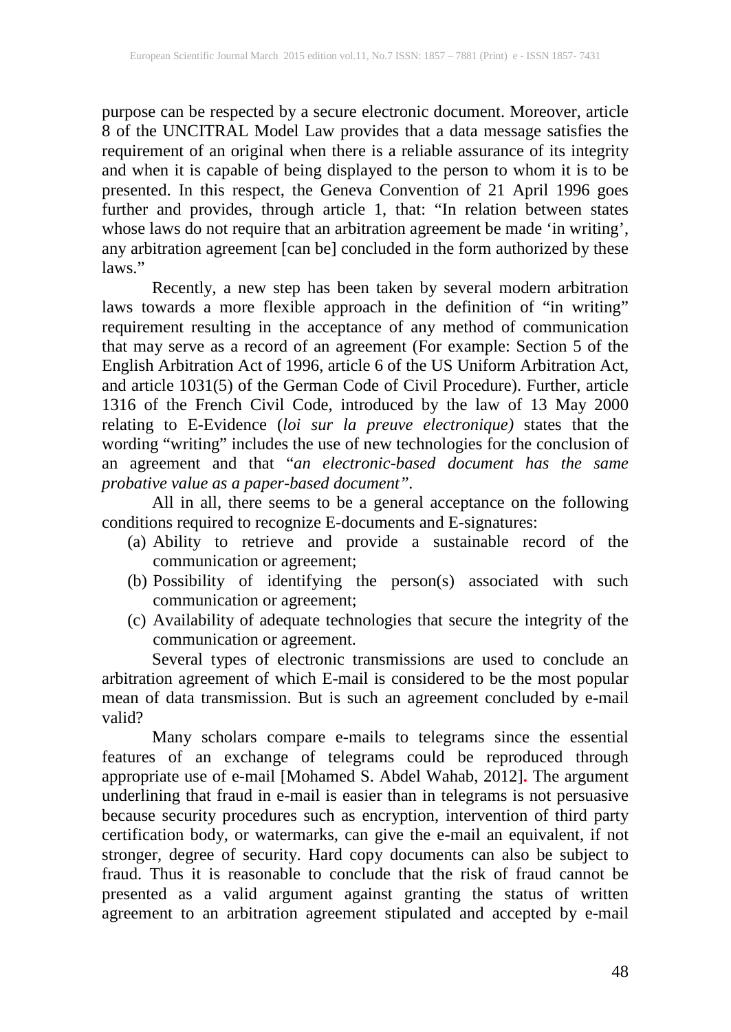purpose can be respected by a secure electronic document. Moreover, article 8 of the UNCITRAL Model Law provides that a data message satisfies the requirement of an original when there is a reliable assurance of its integrity and when it is capable of being displayed to the person to whom it is to be presented. In this respect, the Geneva Convention of 21 April 1996 goes further and provides, through article 1, that: "In relation between states whose laws do not require that an arbitration agreement be made 'in writing', any arbitration agreement [can be] concluded in the form authorized by these laws."

Recently, a new step has been taken by several modern arbitration laws towards a more flexible approach in the definition of "in writing" requirement resulting in the acceptance of any method of communication that may serve as a record of an agreement (For example: Section 5 of the English Arbitration Act of 1996, article 6 of the US Uniform Arbitration Act, and article 1031(5) of the German Code of Civil Procedure). Further, article 1316 of the French Civil Code, introduced by the law of 13 May 2000 relating to E-Evidence (*loi sur la preuve electronique)* states that the wording "writing" includes the use of new technologies for the conclusion of an agreement and that "*an electronic-based document has the same probative value as a paper-based document"*.

All in all, there seems to be a general acceptance on the following conditions required to recognize E-documents and E-signatures:

(a) Ability to retrieve and provide a sustainable record of the communication or agreement;
(b) Possibility of identifying the person(s) associated with such communication or agreement;
(c) Availability of adequate technologies that secure the integrity of the communication or agreement.

Several types of electronic transmissions are used to conclude an arbitration agreement of which E-mail is considered to be the most popular mean of data transmission. But is such an agreement concluded by e-mail valid?

Many scholars compare e-mails to telegrams since the essential features of an exchange of telegrams could be reproduced through appropriate use of e-mail [Mohamed S. Abdel Wahab, 2012]. The argument underlining that fraud in e-mail is easier than in telegrams is not persuasive because security procedures such as encryption, intervention of third party certification body, or watermarks, can give the e-mail an equivalent, if not stronger, degree of security. Hard copy documents can also be subject to fraud. Thus it is reasonable to conclude that the risk of fraud cannot be presented as a valid argument against granting the status of written agreement to an arbitration agreement stipulated and accepted by e-mail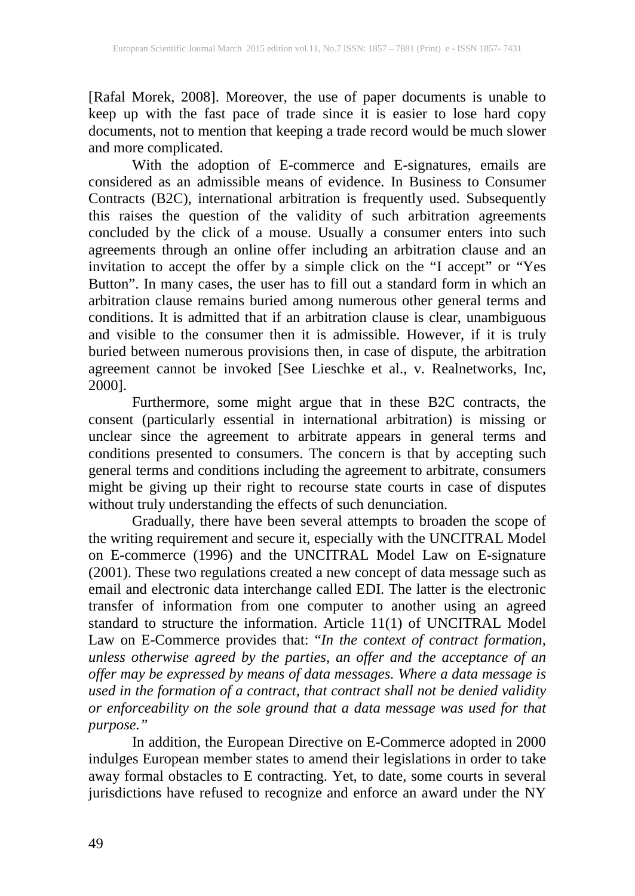[Rafal Morek, 2008]. Moreover, the use of paper documents is unable to keep up with the fast pace of trade since it is easier to lose hard copy documents, not to mention that keeping a trade record would be much slower and more complicated.

With the adoption of E-commerce and E-signatures, emails are considered as an admissible means of evidence. In Business to Consumer Contracts (B2C), international arbitration is frequently used. Subsequently this raises the question of the validity of such arbitration agreements concluded by the click of a mouse. Usually a consumer enters into such agreements through an online offer including an arbitration clause and an invitation to accept the offer by a simple click on the "I accept" or "Yes Button". In many cases, the user has to fill out a standard form in which an arbitration clause remains buried among numerous other general terms and conditions. It is admitted that if an arbitration clause is clear, unambiguous and visible to the consumer then it is admissible. However, if it is truly buried between numerous provisions then, in case of dispute, the arbitration agreement cannot be invoked [See Lieschke et al., v. Realnetworks, Inc, 2000].

Furthermore, some might argue that in these B2C contracts, the consent (particularly essential in international arbitration) is missing or unclear since the agreement to arbitrate appears in general terms and conditions presented to consumers. The concern is that by accepting such general terms and conditions including the agreement to arbitrate, consumers might be giving up their right to recourse state courts in case of disputes without truly understanding the effects of such denunciation.

Gradually, there have been several attempts to broaden the scope of the writing requirement and secure it, especially with the UNCITRAL Model on E-commerce (1996) and the UNCITRAL Model Law on E-signature (2001). These two regulations created a new concept of data message such as email and electronic data interchange called EDI. The latter is the electronic transfer of information from one computer to another using an agreed standard to structure the information. Article 11(1) of UNCITRAL Model Law on E-Commerce provides that: "*In the context of contract formation, unless otherwise agreed by the parties, an offer and the acceptance of an offer may be expressed by means of data messages. Where a data message is used in the formation of a contract, that contract shall not be denied validity or enforceability on the sole ground that a data message was used for that purpose.*"

In addition, the European Directive on E-Commerce adopted in 2000 indulges European member states to amend their legislations in order to take away formal obstacles to E contracting. Yet, to date, some courts in several jurisdictions have refused to recognize and enforce an award under the NY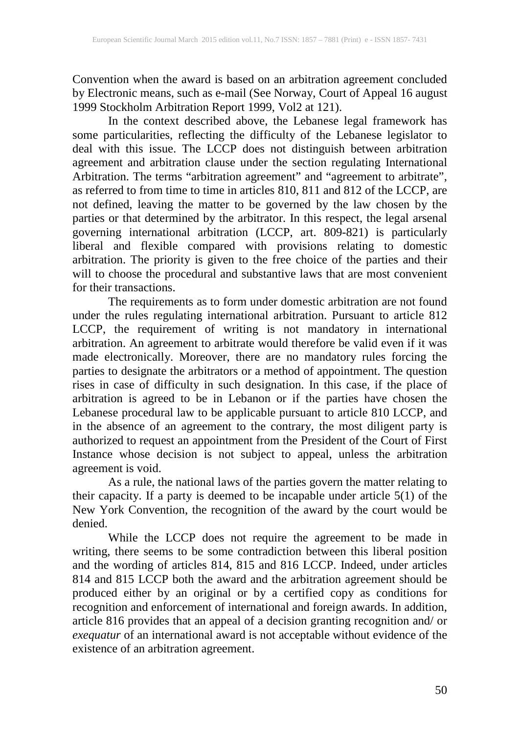Convention when the award is based on an arbitration agreement concluded by Electronic means, such as e-mail (See Norway, Court of Appeal 16 august 1999 Stockholm Arbitration Report 1999, Vol2 at 121).

In the context described above, the Lebanese legal framework has some particularities, reflecting the difficulty of the Lebanese legislator to deal with this issue. The LCCP does not distinguish between arbitration agreement and arbitration clause under the section regulating International Arbitration. The terms "arbitration agreement" and "agreement to arbitrate", as referred to from time to time in articles 810, 811 and 812 of the LCCP, are not defined, leaving the matter to be governed by the law chosen by the parties or that determined by the arbitrator. In this respect, the legal arsenal governing international arbitration (LCCP, art. 809-821) is particularly liberal and flexible compared with provisions relating to domestic arbitration. The priority is given to the free choice of the parties and their will to choose the procedural and substantive laws that are most convenient for their transactions.

The requirements as to form under domestic arbitration are not found under the rules regulating international arbitration. Pursuant to article 812 LCCP, the requirement of writing is not mandatory in international arbitration. An agreement to arbitrate would therefore be valid even if it was made electronically. Moreover, there are no mandatory rules forcing the parties to designate the arbitrators or a method of appointment. The question rises in case of difficulty in such designation. In this case, if the place of arbitration is agreed to be in Lebanon or if the parties have chosen the Lebanese procedural law to be applicable pursuant to article 810 LCCP, and in the absence of an agreement to the contrary, the most diligent party is authorized to request an appointment from the President of the Court of First Instance whose decision is not subject to appeal, unless the arbitration agreement is void.

As a rule, the national laws of the parties govern the matter relating to their capacity. If a party is deemed to be incapable under article 5(1) of the New York Convention, the recognition of the award by the court would be denied.

While the LCCP does not require the agreement to be made in writing, there seems to be some contradiction between this liberal position and the wording of articles 814, 815 and 816 LCCP. Indeed, under articles 814 and 815 LCCP both the award and the arbitration agreement should be produced either by an original or by a certified copy as conditions for recognition and enforcement of international and foreign awards. In addition, article 816 provides that an appeal of a decision granting recognition and/ or *exequatur* of an international award is not acceptable without evidence of the existence of an arbitration agreement.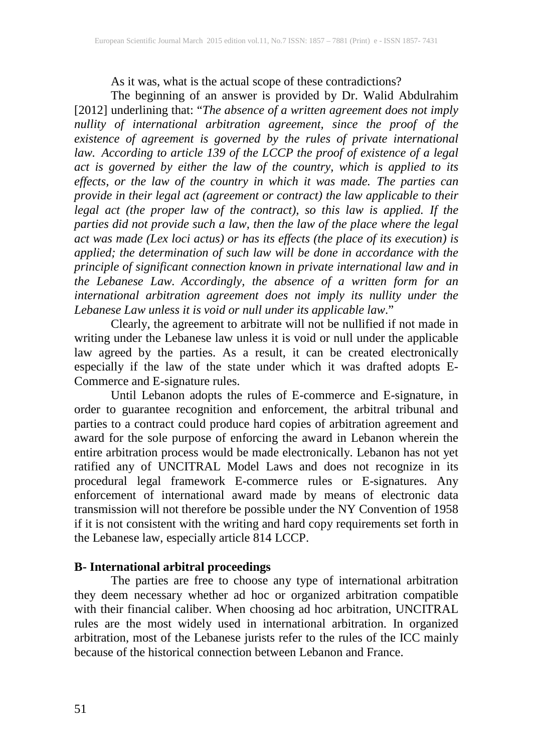As it was, what is the actual scope of these contradictions?

The beginning of an answer is provided by Dr. Walid Abdulrahim [2012] underlining that: "*The absence of a written agreement does not imply nullity of international arbitration agreement, since the proof of the existence of agreement is governed by the rules of private international law. According to article 139 of the LCCP the proof of existence of a legal act is governed by either the law of the country, which is applied to its effects, or the law of the country in which it was made. The parties can provide in their legal act (agreement or contract) the law applicable to their legal act (the proper law of the contract), so this law is applied. If the parties did not provide such a law, then the law of the place where the legal act was made (Lex loci actus) or has its effects (the place of its execution) is applied; the determination of such law will be done in accordance with the principle of significant connection known in private international law and in the Lebanese Law. Accordingly, the absence of a written form for an international arbitration agreement does not imply its nullity under the Lebanese Law unless it is void or null under its applicable law*."

Clearly, the agreement to arbitrate will not be nullified if not made in writing under the Lebanese law unless it is void or null under the applicable law agreed by the parties. As a result, it can be created electronically especially if the law of the state under which it was drafted adopts E-Commerce and E-signature rules.

Until Lebanon adopts the rules of E-commerce and E-signature, in order to guarantee recognition and enforcement, the arbitral tribunal and parties to a contract could produce hard copies of arbitration agreement and award for the sole purpose of enforcing the award in Lebanon wherein the entire arbitration process would be made electronically. Lebanon has not yet ratified any of UNCITRAL Model Laws and does not recognize in its procedural legal framework E-commerce rules or E-signatures. Any enforcement of international award made by means of electronic data transmission will not therefore be possible under the NY Convention of 1958 if it is not consistent with the writing and hard copy requirements set forth in the Lebanese law, especially article 814 LCCP.

### B- International arbitral proceedings

The parties are free to choose any type of international arbitration they deem necessary whether ad hoc or organized arbitration compatible with their financial caliber. When choosing ad hoc arbitration, UNCITRAL rules are the most widely used in international arbitration. In organized arbitration, most of the Lebanese jurists refer to the rules of the ICC mainly because of the historical connection between Lebanon and France.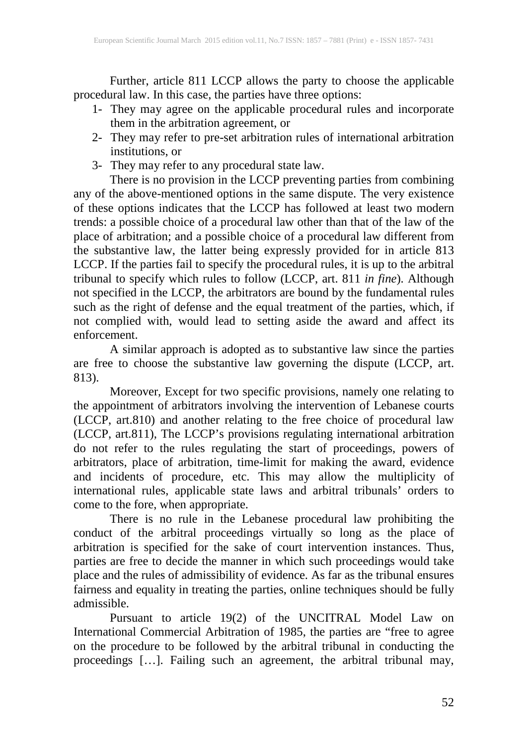Further, article 811 LCCP allows the party to choose the applicable procedural law. In this case, the parties have three options:

1- They may agree on the applicable procedural rules and incorporate them in the arbitration agreement, or
2- They may refer to pre-set arbitration rules of international arbitration institutions, or
3- They may refer to any procedural state law.

There is no provision in the LCCP preventing parties from combining any of the above-mentioned options in the same dispute. The very existence of these options indicates that the LCCP has followed at least two modern trends: a possible choice of a procedural law other than that of the law of the place of arbitration; and a possible choice of a procedural law different from the substantive law, the latter being expressly provided for in article 813 LCCP. If the parties fail to specify the procedural rules, it is up to the arbitral tribunal to specify which rules to follow (LCCP, art. 811 *in fine*). Although not specified in the LCCP, the arbitrators are bound by the fundamental rules such as the right of defense and the equal treatment of the parties, which, if not complied with, would lead to setting aside the award and affect its enforcement.

A similar approach is adopted as to substantive law since the parties are free to choose the substantive law governing the dispute (LCCP, art. 813).

Moreover, Except for two specific provisions, namely one relating to the appointment of arbitrators involving the intervention of Lebanese courts (LCCP, art.810) and another relating to the free choice of procedural law (LCCP, art.811), The LCCP's provisions regulating international arbitration do not refer to the rules regulating the start of proceedings, powers of arbitrators, place of arbitration, time-limit for making the award, evidence and incidents of procedure, etc. This may allow the multiplicity of international rules, applicable state laws and arbitral tribunals' orders to come to the fore, when appropriate.

There is no rule in the Lebanese procedural law prohibiting the conduct of the arbitral proceedings virtually so long as the place of arbitration is specified for the sake of court intervention instances. Thus, parties are free to decide the manner in which such proceedings would take place and the rules of admissibility of evidence. As far as the tribunal ensures fairness and equality in treating the parties, online techniques should be fully admissible.

Pursuant to article 19(2) of the UNCITRAL Model Law on International Commercial Arbitration of 1985, the parties are "free to agree on the procedure to be followed by the arbitral tribunal in conducting the proceedings […]. Failing such an agreement, the arbitral tribunal may,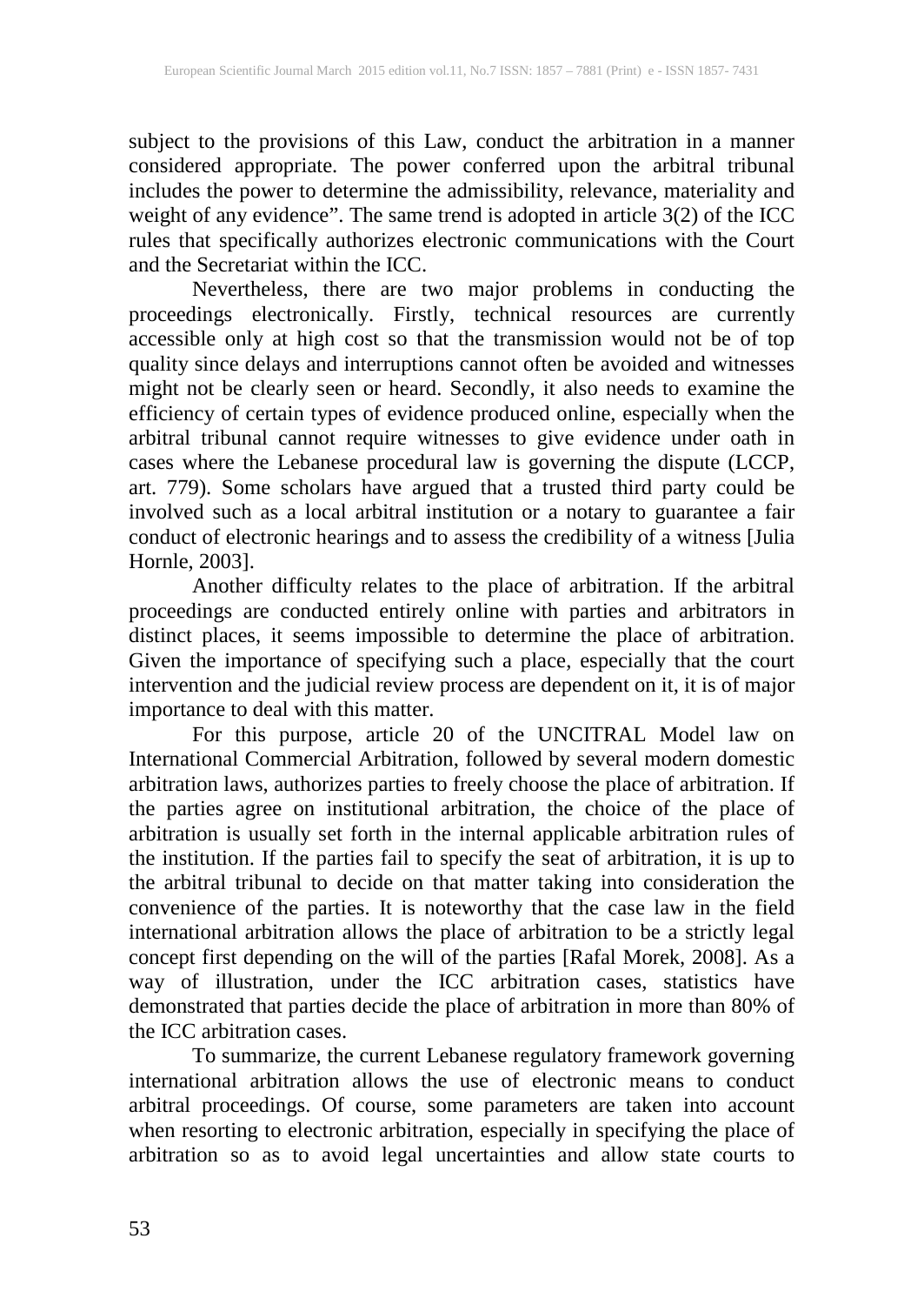subject to the provisions of this Law, conduct the arbitration in a manner considered appropriate. The power conferred upon the arbitral tribunal includes the power to determine the admissibility, relevance, materiality and weight of any evidence". The same trend is adopted in article 3(2) of the ICC rules that specifically authorizes electronic communications with the Court and the Secretariat within the ICC.

Nevertheless, there are two major problems in conducting the proceedings electronically. Firstly, technical resources are currently accessible only at high cost so that the transmission would not be of top quality since delays and interruptions cannot often be avoided and witnesses might not be clearly seen or heard. Secondly, it also needs to examine the efficiency of certain types of evidence produced online, especially when the arbitral tribunal cannot require witnesses to give evidence under oath in cases where the Lebanese procedural law is governing the dispute (LCCP, art. 779). Some scholars have argued that a trusted third party could be involved such as a local arbitral institution or a notary to guarantee a fair conduct of electronic hearings and to assess the credibility of a witness [Julia Hornle, 2003].

Another difficulty relates to the place of arbitration. If the arbitral proceedings are conducted entirely online with parties and arbitrators in distinct places, it seems impossible to determine the place of arbitration. Given the importance of specifying such a place, especially that the court intervention and the judicial review process are dependent on it, it is of major importance to deal with this matter.

For this purpose, article 20 of the UNCITRAL Model law on International Commercial Arbitration, followed by several modern domestic arbitration laws, authorizes parties to freely choose the place of arbitration. If the parties agree on institutional arbitration, the choice of the place of arbitration is usually set forth in the internal applicable arbitration rules of the institution. If the parties fail to specify the seat of arbitration, it is up to the arbitral tribunal to decide on that matter taking into consideration the convenience of the parties. It is noteworthy that the case law in the field international arbitration allows the place of arbitration to be a strictly legal concept first depending on the will of the parties [Rafal Morek, 2008]. As a way of illustration, under the ICC arbitration cases, statistics have demonstrated that parties decide the place of arbitration in more than 80% of the ICC arbitration cases.

To summarize, the current Lebanese regulatory framework governing international arbitration allows the use of electronic means to conduct arbitral proceedings. Of course, some parameters are taken into account when resorting to electronic arbitration, especially in specifying the place of arbitration so as to avoid legal uncertainties and allow state courts to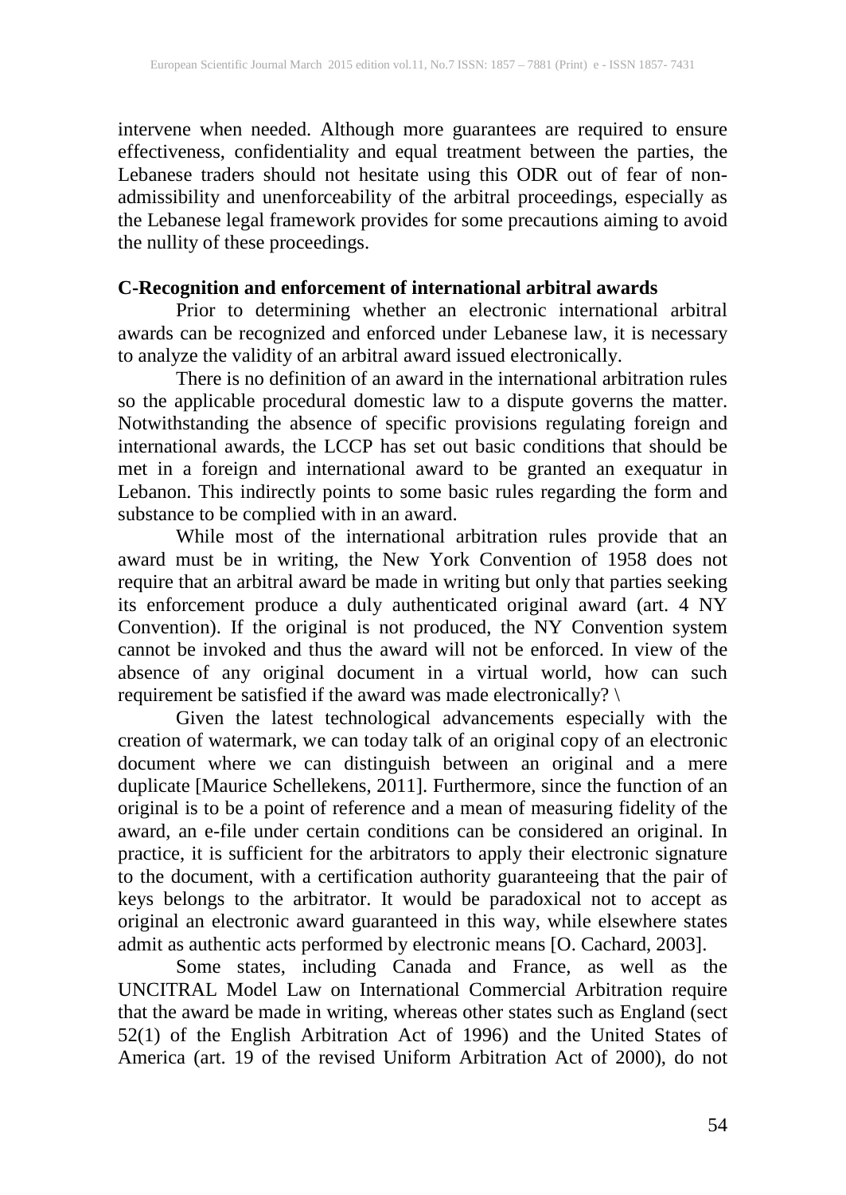intervene when needed. Although more guarantees are required to ensure effectiveness, confidentiality and equal treatment between the parties, the Lebanese traders should not hesitate using this ODR out of fear of non-admissibility and unenforceability of the arbitral proceedings, especially as the Lebanese legal framework provides for some precautions aiming to avoid the nullity of these proceedings.

### C-Recognition and enforcement of international arbitral awards

Prior to determining whether an electronic international arbitral awards can be recognized and enforced under Lebanese law, it is necessary to analyze the validity of an arbitral award issued electronically.

There is no definition of an award in the international arbitration rules so the applicable procedural domestic law to a dispute governs the matter. Notwithstanding the absence of specific provisions regulating foreign and international awards, the LCCP has set out basic conditions that should be met in a foreign and international award to be granted an exequatur in Lebanon. This indirectly points to some basic rules regarding the form and substance to be complied with in an award.

While most of the international arbitration rules provide that an award must be in writing, the New York Convention of 1958 does not require that an arbitral award be made in writing but only that parties seeking its enforcement produce a duly authenticated original award (art. 4 NY Convention). If the original is not produced, the NY Convention system cannot be invoked and thus the award will not be enforced. In view of the absence of any original document in a virtual world, how can such requirement be satisfied if the award was made electronically? \

Given the latest technological advancements especially with the creation of watermark, we can today talk of an original copy of an electronic document where we can distinguish between an original and a mere duplicate [Maurice Schellekens, 2011]. Furthermore, since the function of an original is to be a point of reference and a mean of measuring fidelity of the award, an e-file under certain conditions can be considered an original. In practice, it is sufficient for the arbitrators to apply their electronic signature to the document, with a certification authority guaranteeing that the pair of keys belongs to the arbitrator. It would be paradoxical not to accept as original an electronic award guaranteed in this way, while elsewhere states admit as authentic acts performed by electronic means [O. Cachard, 2003].

Some states, including Canada and France, as well as the UNCITRAL Model Law on International Commercial Arbitration require that the award be made in writing, whereas other states such as England (sect 52(1) of the English Arbitration Act of 1996) and the United States of America (art. 19 of the revised Uniform Arbitration Act of 2000), do not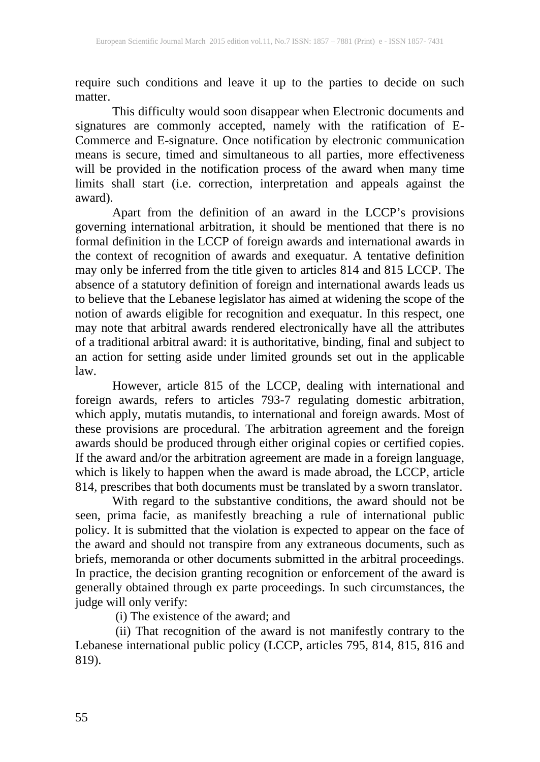require such conditions and leave it up to the parties to decide on such matter.

This difficulty would soon disappear when Electronic documents and signatures are commonly accepted, namely with the ratification of E-Commerce and E-signature. Once notification by electronic communication means is secure, timed and simultaneous to all parties, more effectiveness will be provided in the notification process of the award when many time limits shall start (i.e. correction, interpretation and appeals against the award).

Apart from the definition of an award in the LCCP's provisions governing international arbitration, it should be mentioned that there is no formal definition in the LCCP of foreign awards and international awards in the context of recognition of awards and exequatur. A tentative definition may only be inferred from the title given to articles 814 and 815 LCCP. The absence of a statutory definition of foreign and international awards leads us to believe that the Lebanese legislator has aimed at widening the scope of the notion of awards eligible for recognition and exequatur. In this respect, one may note that arbitral awards rendered electronically have all the attributes of a traditional arbitral award: it is authoritative, binding, final and subject to an action for setting aside under limited grounds set out in the applicable law.

However, article 815 of the LCCP, dealing with international and foreign awards, refers to articles 793-7 regulating domestic arbitration, which apply, mutatis mutandis, to international and foreign awards. Most of these provisions are procedural. The arbitration agreement and the foreign awards should be produced through either original copies or certified copies. If the award and/or the arbitration agreement are made in a foreign language, which is likely to happen when the award is made abroad, the LCCP, article 814, prescribes that both documents must be translated by a sworn translator.

With regard to the substantive conditions, the award should not be seen, prima facie, as manifestly breaching a rule of international public policy. It is submitted that the violation is expected to appear on the face of the award and should not transpire from any extraneous documents, such as briefs, memoranda or other documents submitted in the arbitral proceedings. In practice, the decision granting recognition or enforcement of the award is generally obtained through ex parte proceedings. In such circumstances, the judge will only verify:

(i) The existence of the award; and

(ii) That recognition of the award is not manifestly contrary to the Lebanese international public policy (LCCP, articles 795, 814, 815, 816 and 819).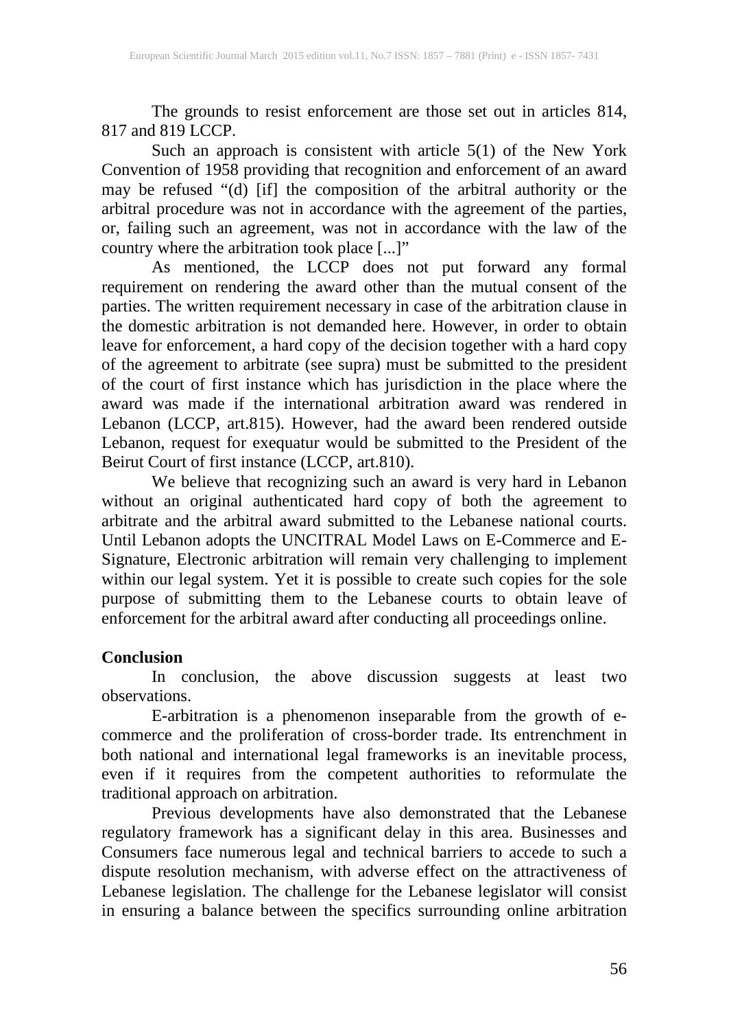The grounds to resist enforcement are those set out in articles 814, 817 and 819 LCCP.

Such an approach is consistent with article 5(1) of the New York Convention of 1958 providing that recognition and enforcement of an award may be refused "(d) [if] the composition of the arbitral authority or the arbitral procedure was not in accordance with the agreement of the parties, or, failing such an agreement, was not in accordance with the law of the country where the arbitration took place [...]"

As mentioned, the LCCP does not put forward any formal requirement on rendering the award other than the mutual consent of the parties. The written requirement necessary in case of the arbitration clause in the domestic arbitration is not demanded here. However, in order to obtain leave for enforcement, a hard copy of the decision together with a hard copy of the agreement to arbitrate (see supra) must be submitted to the president of the court of first instance which has jurisdiction in the place where the award was made if the international arbitration award was rendered in Lebanon (LCCP, art.815). However, had the award been rendered outside Lebanon, request for exequatur would be submitted to the President of the Beirut Court of first instance (LCCP, art.810).

We believe that recognizing such an award is very hard in Lebanon without an original authenticated hard copy of both the agreement to arbitrate and the arbitral award submitted to the Lebanese national courts. Until Lebanon adopts the UNCITRAL Model Laws on E-Commerce and E-Signature, Electronic arbitration will remain very challenging to implement within our legal system. Yet it is possible to create such copies for the sole purpose of submitting them to the Lebanese courts to obtain leave of enforcement for the arbitral award after conducting all proceedings online.

## Conclusion

In conclusion, the above discussion suggests at least two observations.

E-arbitration is a phenomenon inseparable from the growth of e-commerce and the proliferation of cross-border trade. Its entrenchment in both national and international legal frameworks is an inevitable process, even if it requires from the competent authorities to reformulate the traditional approach on arbitration.

Previous developments have also demonstrated that the Lebanese regulatory framework has a significant delay in this area. Businesses and Consumers face numerous legal and technical barriers to accede to such a dispute resolution mechanism, with adverse effect on the attractiveness of Lebanese legislation. The challenge for the Lebanese legislator will consist in ensuring a balance between the specifics surrounding online arbitration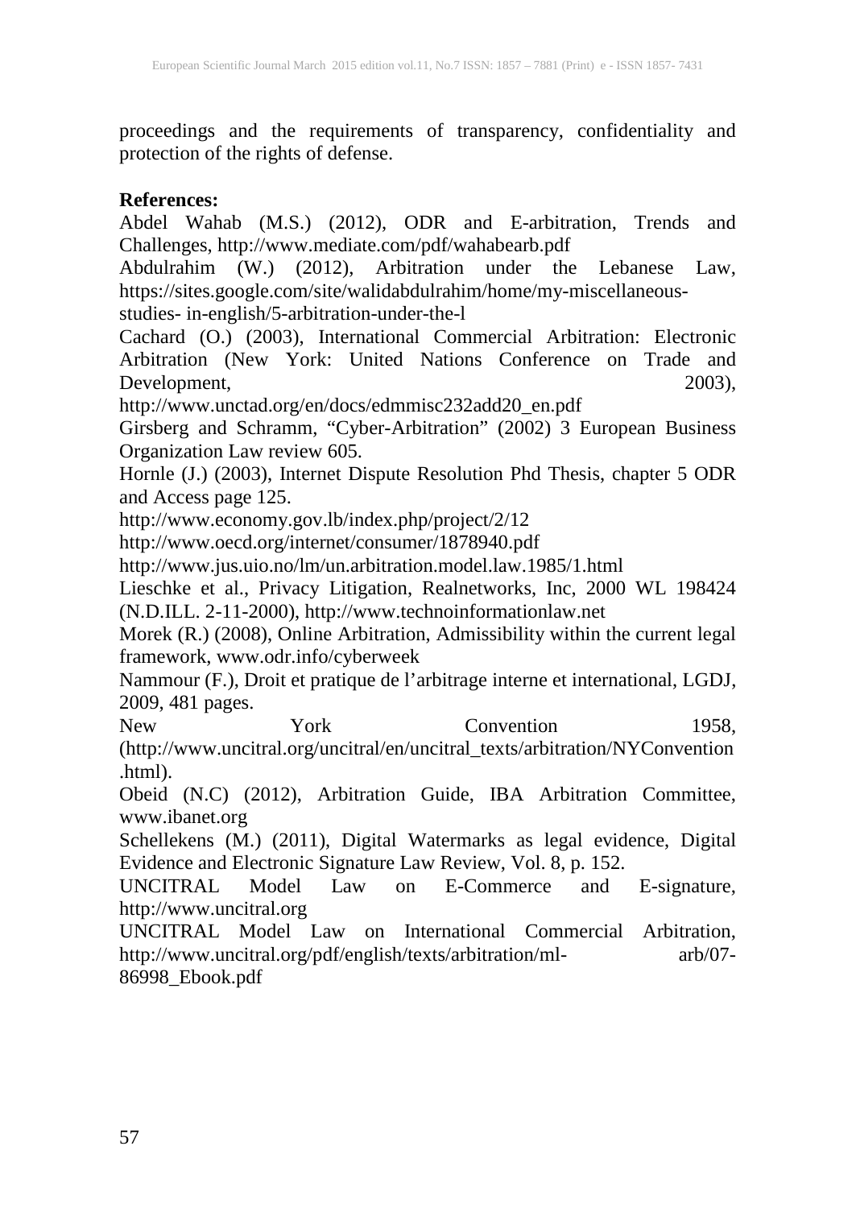proceedings and the requirements of transparency, confidentiality and protection of the rights of defense.

**References:**

Abdel Wahab (M.S.) (2012), ODR and E-arbitration, Trends and Challenges, http://www.mediate.com/pdf/wahabearb.pdf

Abdulrahim (W.) (2012), Arbitration under the Lebanese Law, https://sites.google.com/site/walidabdulrahim/home/my-miscellaneous-studies- in-english/5-arbitration-under-the-l

Cachard (O.) (2003), International Commercial Arbitration: Electronic Arbitration (New York: United Nations Conference on Trade and Development, 2003), http://www.unctad.org/en/docs/edmmisc232add20_en.pdf

Girsberg and Schramm, "Cyber-Arbitration" (2002) 3 European Business Organization Law review 605.

Hornle (J.) (2003), Internet Dispute Resolution Phd Thesis, chapter 5 ODR and Access page 125.

http://www.economy.gov.lb/index.php/project/2/12

http://www.oecd.org/internet/consumer/1878940.pdf

http://www.jus.uio.no/lm/un.arbitration.model.law.1985/1.html

Lieschke et al., Privacy Litigation, Realnetworks, Inc, 2000 WL 198424 (N.D.ILL. 2-11-2000), http://www.technoinformationlaw.net

Morek (R.) (2008), Online Arbitration, Admissibility within the current legal framework, www.odr.info/cyberweek

Nammour (F.), Droit et pratique de l'arbitrage interne et international, LGDJ, 2009, 481 pages.

New York Convention 1958, (http://www.uncitral.org/uncitral/en/uncitral_texts/arbitration/NYConvention.html).

Obeid (N.C) (2012), Arbitration Guide, IBA Arbitration Committee, www.ibanet.org

Schellekens (M.) (2011), Digital Watermarks as legal evidence, Digital Evidence and Electronic Signature Law Review, Vol. 8, p. 152.

UNCITRAL Model Law on E-Commerce and E-signature, http://www.uncitral.org

UNCITRAL Model Law on International Commercial Arbitration, http://www.uncitral.org/pdf/english/texts/arbitration/ml- arb/07-86998_Ebook.pdf